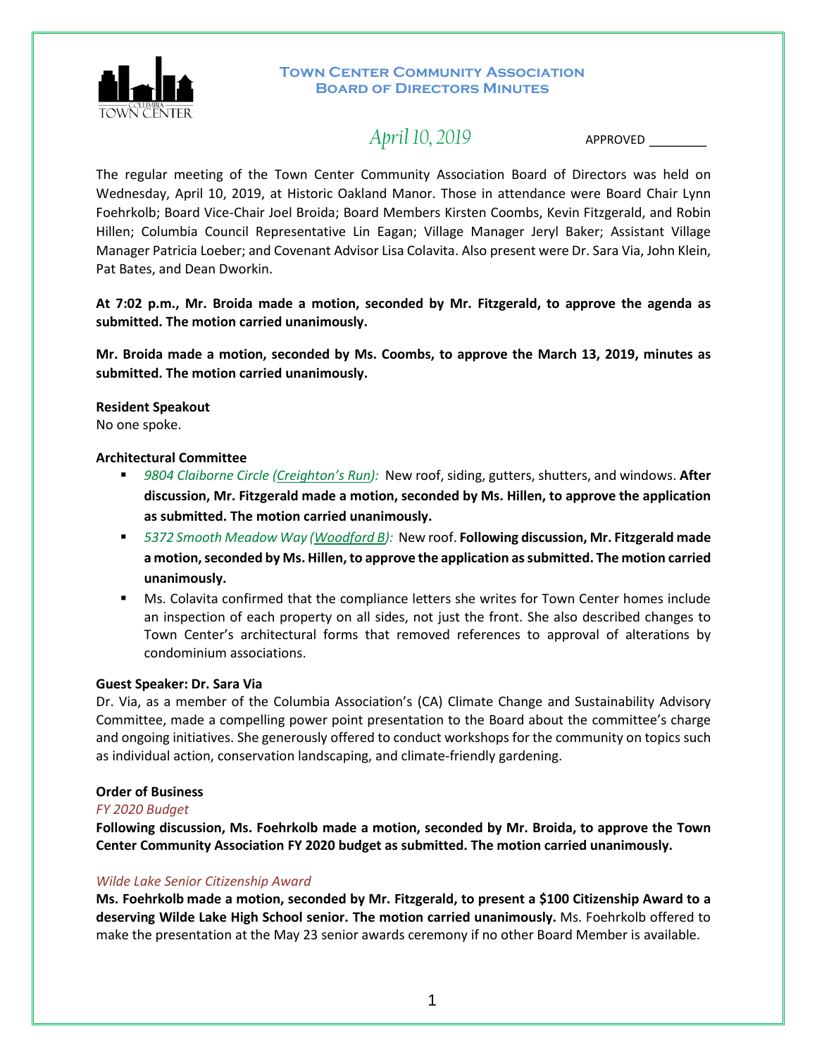# Town Center Community Association
## Board of Directors Minutes

*April 10, 2019*

APPROVED ________

The regular meeting of the Town Center Community Association Board of Directors was held on Wednesday, April 10, 2019, at Historic Oakland Manor. Those in attendance were Board Chair Lynn Foehrkolb; Board Vice-Chair Joel Broida; Board Members Kirsten Coombs, Kevin Fitzgerald, and Robin Hillen; Columbia Council Representative Lin Eagan; Village Manager Jeryl Baker; Assistant Village Manager Patricia Loeber; and Covenant Advisor Lisa Colavita. Also present were Dr. Sara Via, John Klein, Pat Bates, and Dean Dworkin.

**At 7:02 p.m., Mr. Broida made a motion, seconded by Mr. Fitzgerald, to approve the agenda as submitted. The motion carried unanimously.**

**Mr. Broida made a motion, seconded by Ms. Coombs, to approve the March 13, 2019, minutes as submitted. The motion carried unanimously.**

**Resident Speakout**
No one spoke.

**Architectural Committee**

- *9804 Claiborne Circle (Creighton's Run):* New roof, siding, gutters, shutters, and windows. **After discussion, Mr. Fitzgerald made a motion, seconded by Ms. Hillen, to approve the application as submitted. The motion carried unanimously.**
- *5372 Smooth Meadow Way (Woodford B):* New roof. **Following discussion, Mr. Fitzgerald made a motion, seconded by Ms. Hillen, to approve the application as submitted. The motion carried unanimously.**
- Ms. Colavita confirmed that the compliance letters she writes for Town Center homes include an inspection of each property on all sides, not just the front. She also described changes to Town Center's architectural forms that removed references to approval of alterations by condominium associations.

**Guest Speaker: Dr. Sara Via**
Dr. Via, as a member of the Columbia Association's (CA) Climate Change and Sustainability Advisory Committee, made a compelling power point presentation to the Board about the committee's charge and ongoing initiatives. She generously offered to conduct workshops for the community on topics such as individual action, conservation landscaping, and climate-friendly gardening.

**Order of Business**

*FY 2020 Budget*
**Following discussion, Ms. Foehrkolb made a motion, seconded by Mr. Broida, to approve the Town Center Community Association FY 2020 budget as submitted. The motion carried unanimously.**

*Wilde Lake Senior Citizenship Award*
**Ms. Foehrkolb made a motion, seconded by Mr. Fitzgerald, to present a $100 Citizenship Award to a deserving Wilde Lake High School senior. The motion carried unanimously.** Ms. Foehrkolb offered to make the presentation at the May 23 senior awards ceremony if no other Board Member is available.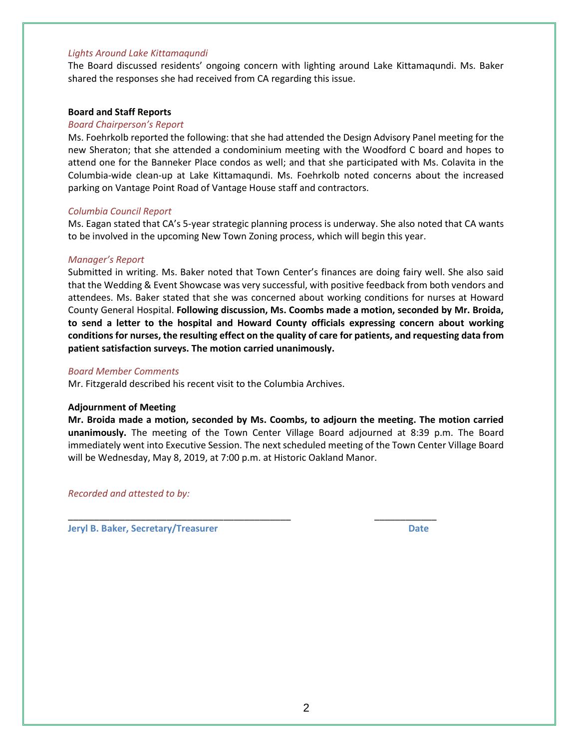*Lights Around Lake Kittamaqundi*

The Board discussed residents' ongoing concern with lighting around Lake Kittamaqundi. Ms. Baker shared the responses she had received from CA regarding this issue.

**Board and Staff Reports**

*Board Chairperson's Report*

Ms. Foehrkolb reported the following: that she had attended the Design Advisory Panel meeting for the new Sheraton; that she attended a condominium meeting with the Woodford C board and hopes to attend one for the Banneker Place condos as well; and that she participated with Ms. Colavita in the Columbia-wide clean-up at Lake Kittamaqundi. Ms. Foehrkolb noted concerns about the increased parking on Vantage Point Road of Vantage House staff and contractors.

*Columbia Council Report*

Ms. Eagan stated that CA's 5-year strategic planning process is underway. She also noted that CA wants to be involved in the upcoming New Town Zoning process, which will begin this year.

*Manager's Report*

Submitted in writing. Ms. Baker noted that Town Center's finances are doing fairy well. She also said that the Wedding & Event Showcase was very successful, with positive feedback from both vendors and attendees. Ms. Baker stated that she was concerned about working conditions for nurses at Howard County General Hospital. **Following discussion, Ms. Coombs made a motion, seconded by Mr. Broida, to send a letter to the hospital and Howard County officials expressing concern about working conditions for nurses, the resulting effect on the quality of care for patients, and requesting data from patient satisfaction surveys. The motion carried unanimously.**

*Board Member Comments*

Mr. Fitzgerald described his recent visit to the Columbia Archives.

**Adjournment of Meeting**

**Mr. Broida made a motion, seconded by Ms. Coombs, to adjourn the meeting. The motion carried unanimously.** The meeting of the Town Center Village Board adjourned at 8:39 p.m. The Board immediately went into Executive Session. The next scheduled meeting of the Town Center Village Board will be Wednesday, May 8, 2019, at 7:00 p.m. at Historic Oakland Manor.

*Recorded and attested to by:*

_____________________________________________ ____________

**Jeryl B. Baker, Secretary/Treasurer** **Date**